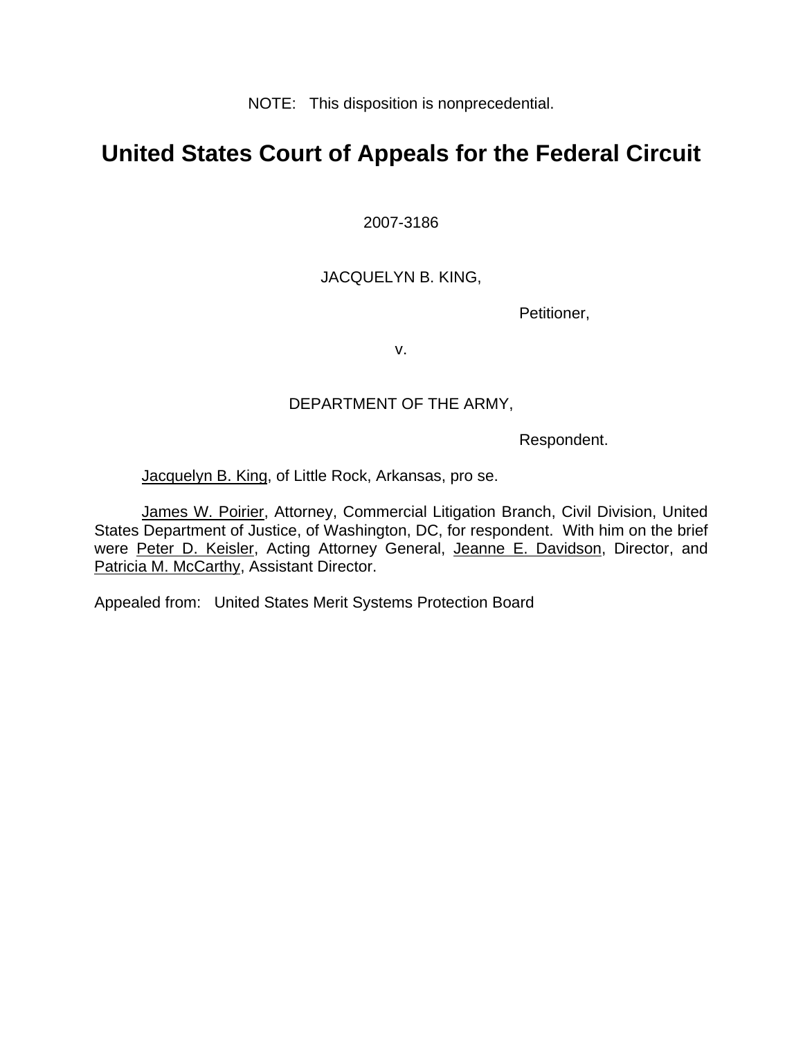NOTE: This disposition is nonprecedential.

# United States Court of Appeals for the Federal Circuit

2007-3186

JACQUELYN B. KING,

Petitioner,

v.

DEPARTMENT OF THE ARMY,

Respondent.

Jacquelyn B. King, of Little Rock, Arkansas, pro se.

James W. Poirier, Attorney, Commercial Litigation Branch, Civil Division, United States Department of Justice, of Washington, DC, for respondent. With him on the brief were Peter D. Keisler, Acting Attorney General, Jeanne E. Davidson, Director, and Patricia M. McCarthy, Assistant Director.

Appealed from: United States Merit Systems Protection Board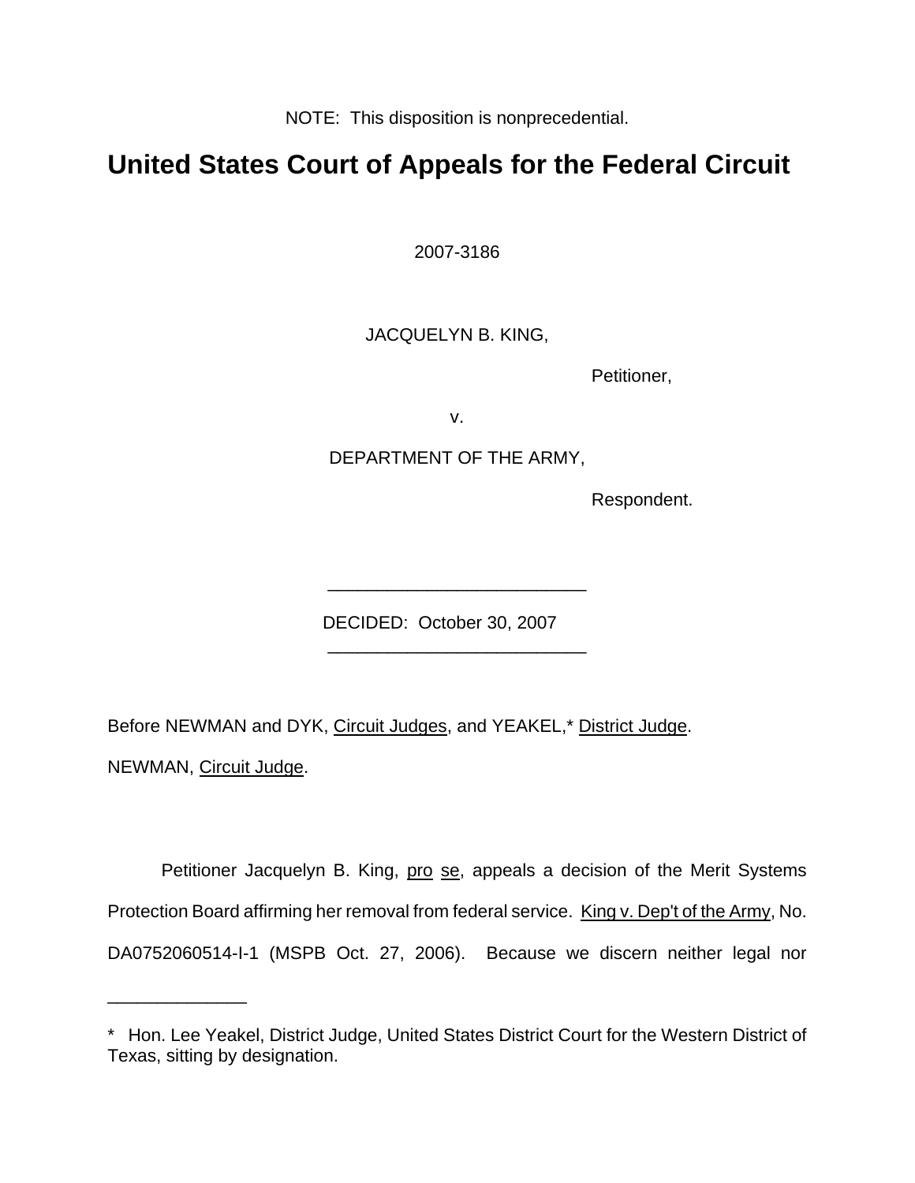NOTE: This disposition is nonprecedential.

# United States Court of Appeals for the Federal Circuit

2007-3186

JACQUELYN B. KING,

Petitioner,

v.

DEPARTMENT OF THE ARMY,

Respondent.

---

DECIDED: October 30, 2007

---

Before NEWMAN and DYK, Circuit Judges, and YEAKEL,* District Judge.

NEWMAN, Circuit Judge.

Petitioner Jacquelyn B. King, pro se, appeals a decision of the Merit Systems Protection Board affirming her removal from federal service. King v. Dep't of the Army, No. DA0752060514-I-1 (MSPB Oct. 27, 2006). Because we discern neither legal nor

---

\* Hon. Lee Yeakel, District Judge, United States District Court for the Western District of Texas, sitting by designation.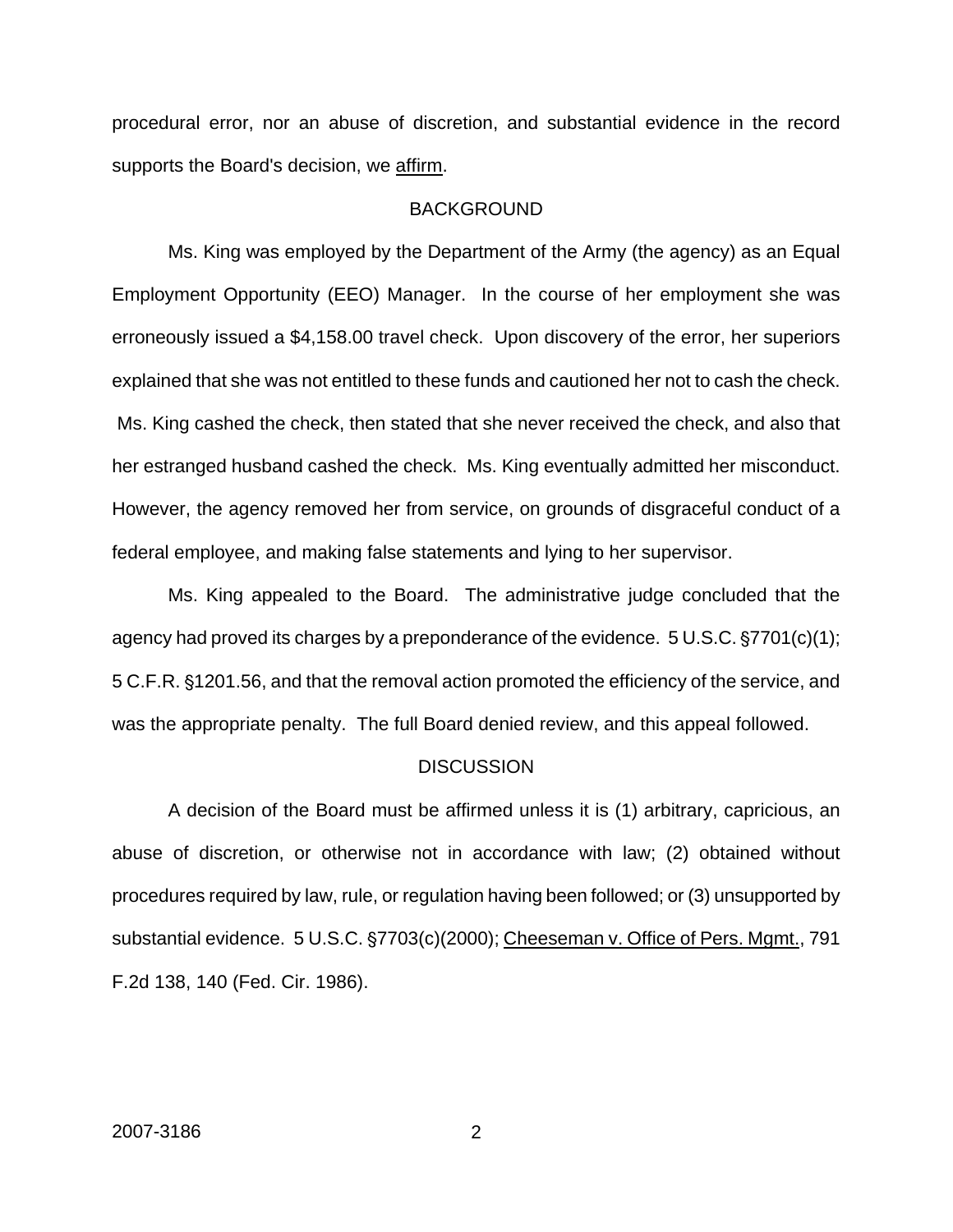procedural error, nor an abuse of discretion, and substantial evidence in the record supports the Board's decision, we affirm.

## BACKGROUND

Ms. King was employed by the Department of the Army (the agency) as an Equal Employment Opportunity (EEO) Manager. In the course of her employment she was erroneously issued a $4,158.00 travel check. Upon discovery of the error, her superiors explained that she was not entitled to these funds and cautioned her not to cash the check. Ms. King cashed the check, then stated that she never received the check, and also that her estranged husband cashed the check. Ms. King eventually admitted her misconduct. However, the agency removed her from service, on grounds of disgraceful conduct of a federal employee, and making false statements and lying to her supervisor.

Ms. King appealed to the Board. The administrative judge concluded that the agency had proved its charges by a preponderance of the evidence. 5 U.S.C. §7701(c)(1); 5 C.F.R. §1201.56, and that the removal action promoted the efficiency of the service, and was the appropriate penalty. The full Board denied review, and this appeal followed.

## DISCUSSION

A decision of the Board must be affirmed unless it is (1) arbitrary, capricious, an abuse of discretion, or otherwise not in accordance with law; (2) obtained without procedures required by law, rule, or regulation having been followed; or (3) unsupported by substantial evidence. 5 U.S.C. §7703(c)(2000); Cheeseman v. Office of Pers. Mgmt., 791 F.2d 138, 140 (Fed. Cir. 1986).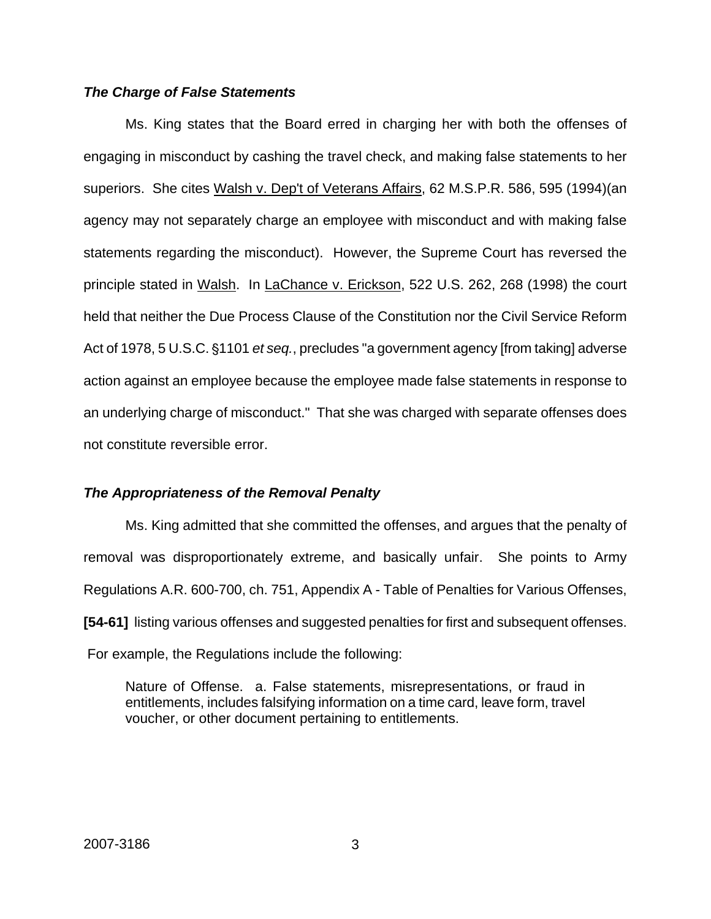### *The Charge of False Statements*

Ms. King states that the Board erred in charging her with both the offenses of engaging in misconduct by cashing the travel check, and making false statements to her superiors. She cites Walsh v. Dep't of Veterans Affairs, 62 M.S.P.R. 586, 595 (1994)(an agency may not separately charge an employee with misconduct and with making false statements regarding the misconduct). However, the Supreme Court has reversed the principle stated in Walsh. In LaChance v. Erickson, 522 U.S. 262, 268 (1998) the court held that neither the Due Process Clause of the Constitution nor the Civil Service Reform Act of 1978, 5 U.S.C. §1101 *et seq.*, precludes "a government agency [from taking] adverse action against an employee because the employee made false statements in response to an underlying charge of misconduct." That she was charged with separate offenses does not constitute reversible error.

### *The Appropriateness of the Removal Penalty*

Ms. King admitted that she committed the offenses, and argues that the penalty of removal was disproportionately extreme, and basically unfair. She points to Army Regulations A.R. 600-700, ch. 751, Appendix A - Table of Penalties for Various Offenses, **[54-61]** listing various offenses and suggested penalties for first and subsequent offenses. For example, the Regulations include the following:

> Nature of Offense. a. False statements, misrepresentations, or fraud in entitlements, includes falsifying information on a time card, leave form, travel voucher, or other document pertaining to entitlements.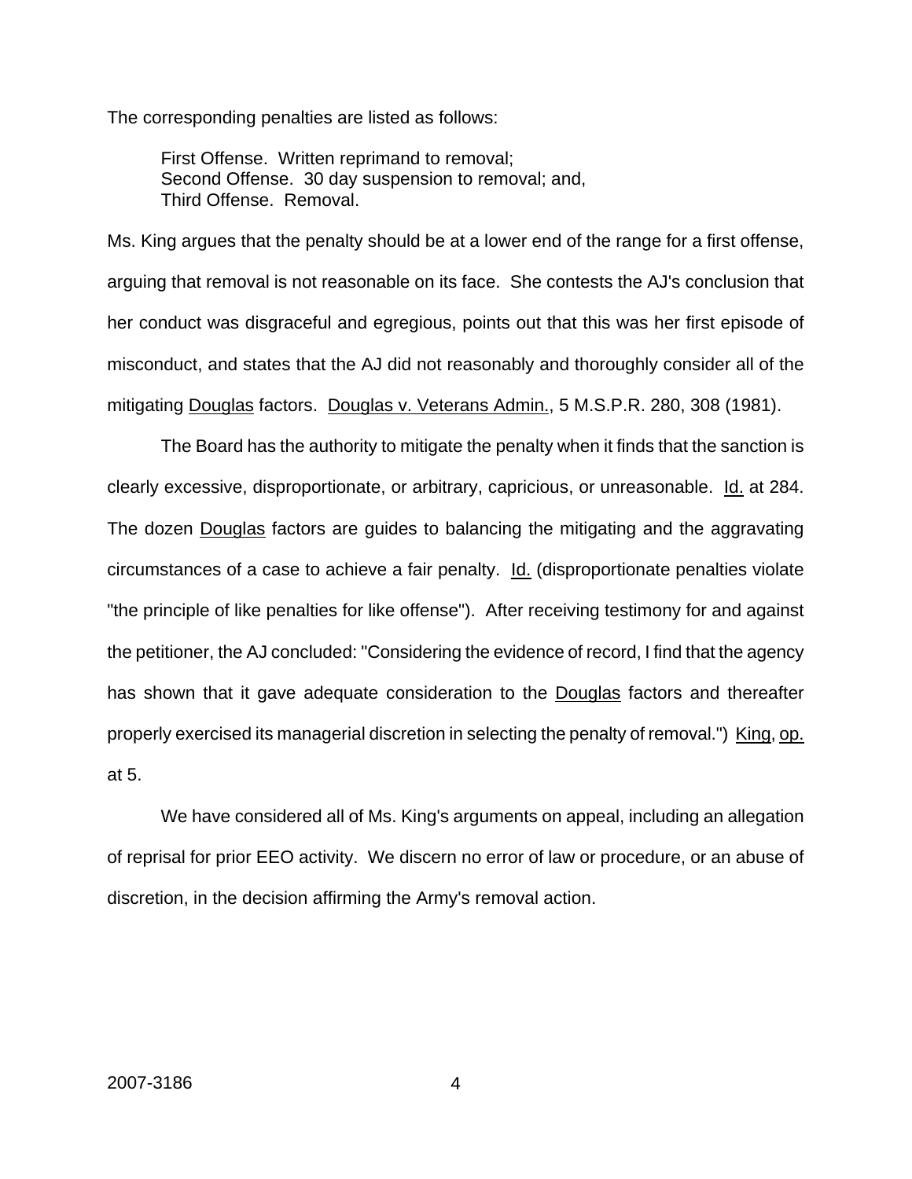The corresponding penalties are listed as follows:

> First Offense. Written reprimand to removal;
> Second Offense. 30 day suspension to removal; and,
> Third Offense. Removal.

Ms. King argues that the penalty should be at a lower end of the range for a first offense, arguing that removal is not reasonable on its face. She contests the AJ's conclusion that her conduct was disgraceful and egregious, points out that this was her first episode of misconduct, and states that the AJ did not reasonably and thoroughly consider all of the mitigating Douglas factors. Douglas v. Veterans Admin., 5 M.S.P.R. 280, 308 (1981).

The Board has the authority to mitigate the penalty when it finds that the sanction is clearly excessive, disproportionate, or arbitrary, capricious, or unreasonable. Id. at 284. The dozen Douglas factors are guides to balancing the mitigating and the aggravating circumstances of a case to achieve a fair penalty. Id. (disproportionate penalties violate "the principle of like penalties for like offense"). After receiving testimony for and against the petitioner, the AJ concluded: "Considering the evidence of record, I find that the agency has shown that it gave adequate consideration to the Douglas factors and thereafter properly exercised its managerial discretion in selecting the penalty of removal.") King, op. at 5.

We have considered all of Ms. King's arguments on appeal, including an allegation of reprisal for prior EEO activity. We discern no error of law or procedure, or an abuse of discretion, in the decision affirming the Army's removal action.